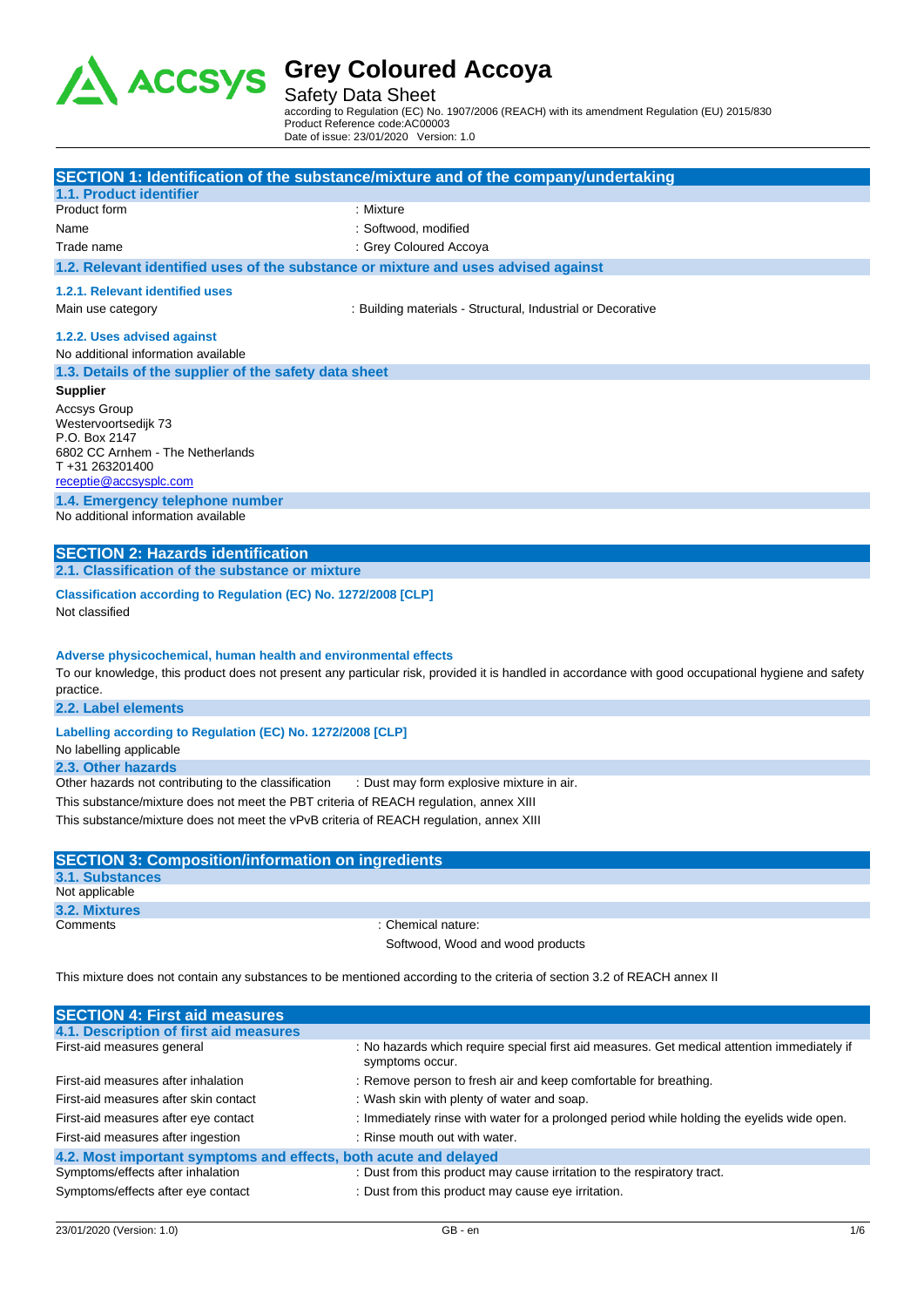# Grey Coloured Accoya

Safety Data Sheet

according to Regulation (EC) No. 1907/2006 (REACH) with its amendment Regulation (EU) 2015/830
Product Reference code:AC00003
Date of issue: 23/01/2020 Version: 1.0

## SECTION 1: Identification of the substance/mixture and of the company/undertaking

### 1.1. Product identifier

| | |
|---|---|
| Product form | : Mixture |
| Name | : Softwood, modified |
| Trade name | : Grey Coloured Accoya |

### 1.2. Relevant identified uses of the substance or mixture and uses advised against

#### 1.2.1. Relevant identified uses

| | |
|---|---|
| Main use category | : Building materials - Structural, Industrial or Decorative |

#### 1.2.2. Uses advised against

No additional information available

### 1.3. Details of the supplier of the safety data sheet

**Supplier**

Accsys Group
Westervoortsedijk 73
P.O. Box 2147
6802 CC Arnhem - The Netherlands
T +31 263201400
receptie@accsysplc.com

### 1.4. Emergency telephone number

No additional information available

## SECTION 2: Hazards identification

### 2.1. Classification of the substance or mixture

#### Classification according to Regulation (EC) No. 1272/2008 [CLP]

Not classified

#### Adverse physicochemical, human health and environmental effects

To our knowledge, this product does not present any particular risk, provided it is handled in accordance with good occupational hygiene and safety practice.

### 2.2. Label elements

#### Labelling according to Regulation (EC) No. 1272/2008 [CLP]

No labelling applicable

### 2.3. Other hazards

| | |
|---|---|
| Other hazards not contributing to the classification | : Dust may form explosive mixture in air. |

This substance/mixture does not meet the PBT criteria of REACH regulation, annex XIII

This substance/mixture does not meet the vPvB criteria of REACH regulation, annex XIII

## SECTION 3: Composition/information on ingredients

### 3.1. Substances

Not applicable

### 3.2. Mixtures

| | |
|---|---|
| Comments | : Chemical nature: Softwood, Wood and wood products |

This mixture does not contain any substances to be mentioned according to the criteria of section 3.2 of REACH annex II

## SECTION 4: First aid measures

### 4.1. Description of first aid measures

| | |
|---|---|
| First-aid measures general | : No hazards which require special first aid measures. Get medical attention immediately if symptoms occur. |
| First-aid measures after inhalation | : Remove person to fresh air and keep comfortable for breathing. |
| First-aid measures after skin contact | : Wash skin with plenty of water and soap. |
| First-aid measures after eye contact | : Immediately rinse with water for a prolonged period while holding the eyelids wide open. |
| First-aid measures after ingestion | : Rinse mouth out with water. |

### 4.2. Most important symptoms and effects, both acute and delayed

| | |
|---|---|
| Symptoms/effects after inhalation | : Dust from this product may cause irritation to the respiratory tract. |
| Symptoms/effects after eye contact | : Dust from this product may cause eye irritation. |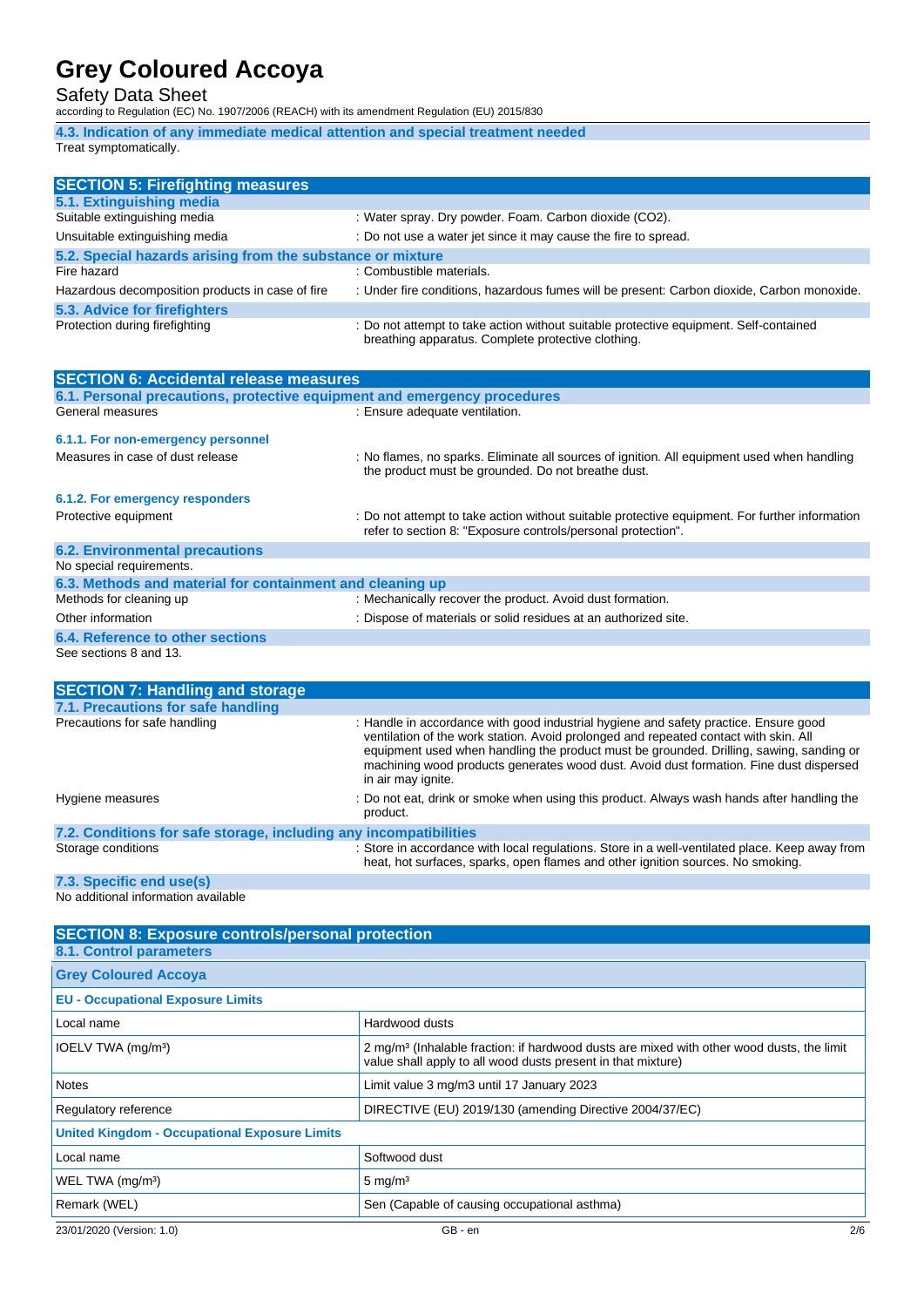#### 4.3. Indication of any immediate medical attention and special treatment needed

Treat symptomatically.

## SECTION 5: Firefighting measures

### 5.1. Extinguishing media

| | |
|---|---|
| Suitable extinguishing media | : Water spray. Dry powder. Foam. Carbon dioxide ($CO_2$). |
| Unsuitable extinguishing media | : Do not use a water jet since it may cause the fire to spread. |

### 5.2. Special hazards arising from the substance or mixture

| | |
|---|---|
| Fire hazard | : Combustible materials. |
| Hazardous decomposition products in case of fire | : Under fire conditions, hazardous fumes will be present: Carbon dioxide, Carbon monoxide. |

### 5.3. Advice for firefighters

| | |
|---|---|
| Protection during firefighting | : Do not attempt to take action without suitable protective equipment. Self-contained breathing apparatus. Complete protective clothing. |

## SECTION 6: Accidental release measures

### 6.1. Personal precautions, protective equipment and emergency procedures

| | |
|---|---|
| General measures | : Ensure adequate ventilation. |

#### 6.1.1. For non-emergency personnel

| | |
|---|---|
| Measures in case of dust release | : No flames, no sparks. Eliminate all sources of ignition. All equipment used when handling the product must be grounded. Do not breathe dust. |

#### 6.1.2. For emergency responders

| | |
|---|---|
| Protective equipment | : Do not attempt to take action without suitable protective equipment. For further information refer to section 8: "Exposure controls/personal protection". |

### 6.2. Environmental precautions

No special requirements.

### 6.3. Methods and material for containment and cleaning up

| | |
|---|---|
| Methods for cleaning up | : Mechanically recover the product. Avoid dust formation. |
| Other information | : Dispose of materials or solid residues at an authorized site. |

### 6.4. Reference to other sections

See sections 8 and 13.

## SECTION 7: Handling and storage

### 7.1. Precautions for safe handling

| | |
|---|---|
| Precautions for safe handling | : Handle in accordance with good industrial hygiene and safety practice. Ensure good ventilation of the work station. Avoid prolonged and repeated contact with skin. All equipment used when handling the product must be grounded. Drilling, sawing, sanding or machining wood products generates wood dust. Avoid dust formation. Fine dust dispersed in air may ignite. |
| Hygiene measures | : Do not eat, drink or smoke when using this product. Always wash hands after handling the product. |

### 7.2. Conditions for safe storage, including any incompatibilities

| | |
|---|---|
| Storage conditions | : Store in accordance with local regulations. Store in a well-ventilated place. Keep away from heat, hot surfaces, sparks, open flames and other ignition sources. No smoking. |

### 7.3. Specific end use(s)

No additional information available

## SECTION 8: Exposure controls/personal protection

### 8.1. Control parameters

| **Grey Coloured Accoya** | |
|---|---|
| **EU - Occupational Exposure Limits** | |
| Local name | Hardwood dusts |
| IOELV TWA (mg/m³) | 2 mg/m³ (Inhalable fraction: if hardwood dusts are mixed with other wood dusts, the limit value shall apply to all wood dusts present in that mixture) |
| Notes | Limit value 3 mg/m3 until 17 January 2023 |
| Regulatory reference | DIRECTIVE (EU) 2019/130 (amending Directive 2004/37/EC) |
| **United Kingdom - Occupational Exposure Limits** | |
| Local name | Softwood dust |
| WEL TWA (mg/m³) | 5 mg/m³ |
| Remark (WEL) | Sen (Capable of causing occupational asthma) |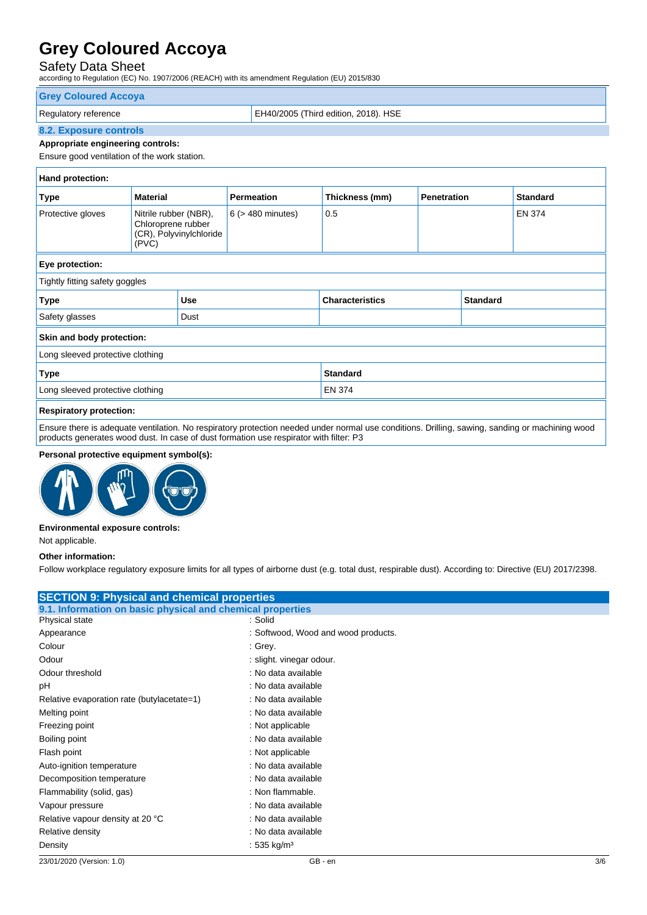| Grey Coloured Accoya | |
|---|---|
| Regulatory reference | EH40/2005 (Third edition, 2018). HSE |

### 8.2. Exposure controls

**Appropriate engineering controls:**

Ensure good ventilation of the work station.

**Hand protection:**

| Type | Material | Permeation | Thickness (mm) | Penetration | Standard |
|---|---|---|---|---|---|
| Protective gloves | Nitrile rubber (NBR), Chloroprene rubber (CR), Polyvinylchloride (PVC) | 6 (> 480 minutes) | 0.5 | | EN 374 |

**Eye protection:**

Tightly fitting safety goggles

| Type | Use | Characteristics | Standard |
|---|---|---|---|
| Safety glasses | Dust | | |

**Skin and body protection:**

Long sleeved protective clothing

| Type | Standard |
|---|---|
| Long sleeved protective clothing | EN 374 |

**Respiratory protection:**

Ensure there is adequate ventilation. No respiratory protection needed under normal use conditions. Drilling, sawing, sanding or machining wood products generates wood dust. In case of dust formation use respirator with filter: P3

**Personal protective equipment symbol(s):**

**Environmental exposure controls:**

Not applicable.

**Other information:**

Follow workplace regulatory exposure limits for all types of airborne dust (e.g. total dust, respirable dust). According to: Directive (EU) 2017/2398.

## SECTION 9: Physical and chemical properties

### 9.1. Information on basic physical and chemical properties

| | |
|---|---|
| Physical state | : Solid |
| Appearance | : Softwood, Wood and wood products. |
| Colour | : Grey. |
| Odour | : slight. vinegar odour. |
| Odour threshold | : No data available |
| pH | : No data available |
| Relative evaporation rate (butylacetate=1) | : No data available |
| Melting point | : No data available |
| Freezing point | : Not applicable |
| Boiling point | : No data available |
| Flash point | : Not applicable |
| Auto-ignition temperature | : No data available |
| Decomposition temperature | : No data available |
| Flammability (solid, gas) | : Non flammable. |
| Vapour pressure | : No data available |
| Relative vapour density at 20 °C | : No data available |
| Relative density | : No data available |
| Density | : 535 kg/m³ |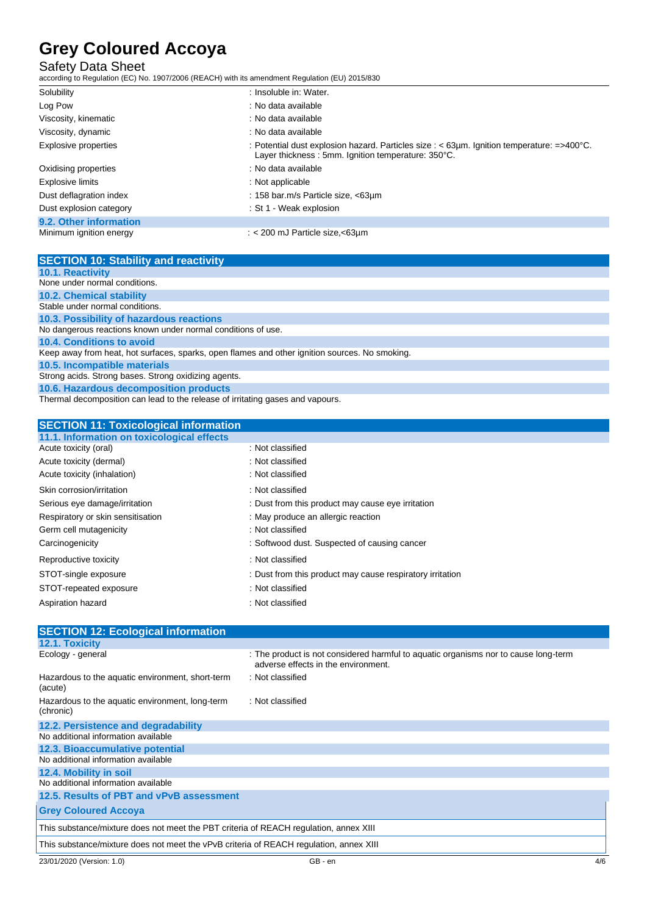| | |
|---|---|
| Solubility | : Insoluble in: Water. |
| Log Pow | : No data available |
| Viscosity, kinematic | : No data available |
| Viscosity, dynamic | : No data available |
| Explosive properties | : Potential dust explosion hazard. Particles size : < 63µm. Ignition temperature: =>400°C. Layer thickness : 5mm. Ignition temperature: 350°C. |
| Oxidising properties | : No data available |
| Explosive limits | : Not applicable |
| Dust deflagration index | : 158 bar.m/s Particle size, <63µm |
| Dust explosion category | : St 1 - Weak explosion |

### 9.2. Other information

| | |
|---|---|
| Minimum ignition energy | : < 200 mJ Particle size,<63µm |

## SECTION 10: Stability and reactivity

### 10.1. Reactivity

None under normal conditions.

### 10.2. Chemical stability

Stable under normal conditions.

### 10.3. Possibility of hazardous reactions

No dangerous reactions known under normal conditions of use.

### 10.4. Conditions to avoid

Keep away from heat, hot surfaces, sparks, open flames and other ignition sources. No smoking.

### 10.5. Incompatible materials

Strong acids. Strong bases. Strong oxidizing agents.

### 10.6. Hazardous decomposition products

Thermal decomposition can lead to the release of irritating gases and vapours.

## SECTION 11: Toxicological information

### 11.1. Information on toxicological effects

| | |
|---|---|
| Acute toxicity (oral) | : Not classified |
| Acute toxicity (dermal) | : Not classified |
| Acute toxicity (inhalation) | : Not classified |
| Skin corrosion/irritation | : Not classified |
| Serious eye damage/irritation | : Dust from this product may cause eye irritation |
| Respiratory or skin sensitisation | : May produce an allergic reaction |
| Germ cell mutagenicity | : Not classified |
| Carcinogenicity | : Softwood dust. Suspected of causing cancer |
| Reproductive toxicity | : Not classified |
| STOT-single exposure | : Dust from this product may cause respiratory irritation |
| STOT-repeated exposure | : Not classified |
| Aspiration hazard | : Not classified |

## SECTION 12: Ecological information

### 12.1. Toxicity

| | |
|---|---|
| Ecology - general | : The product is not considered harmful to aquatic organisms nor to cause long-term adverse effects in the environment. |
| Hazardous to the aquatic environment, short-term (acute) | : Not classified |
| Hazardous to the aquatic environment, long-term (chronic) | : Not classified |

### 12.2. Persistence and degradability

No additional information available

### 12.3. Bioaccumulative potential

No additional information available

### 12.4. Mobility in soil

No additional information available

### 12.5. Results of PBT and vPvB assessment

| Grey Coloured Accoya |
|---|
| This substance/mixture does not meet the PBT criteria of REACH regulation, annex XIII |
| This substance/mixture does not meet the vPvB criteria of REACH regulation, annex XIII |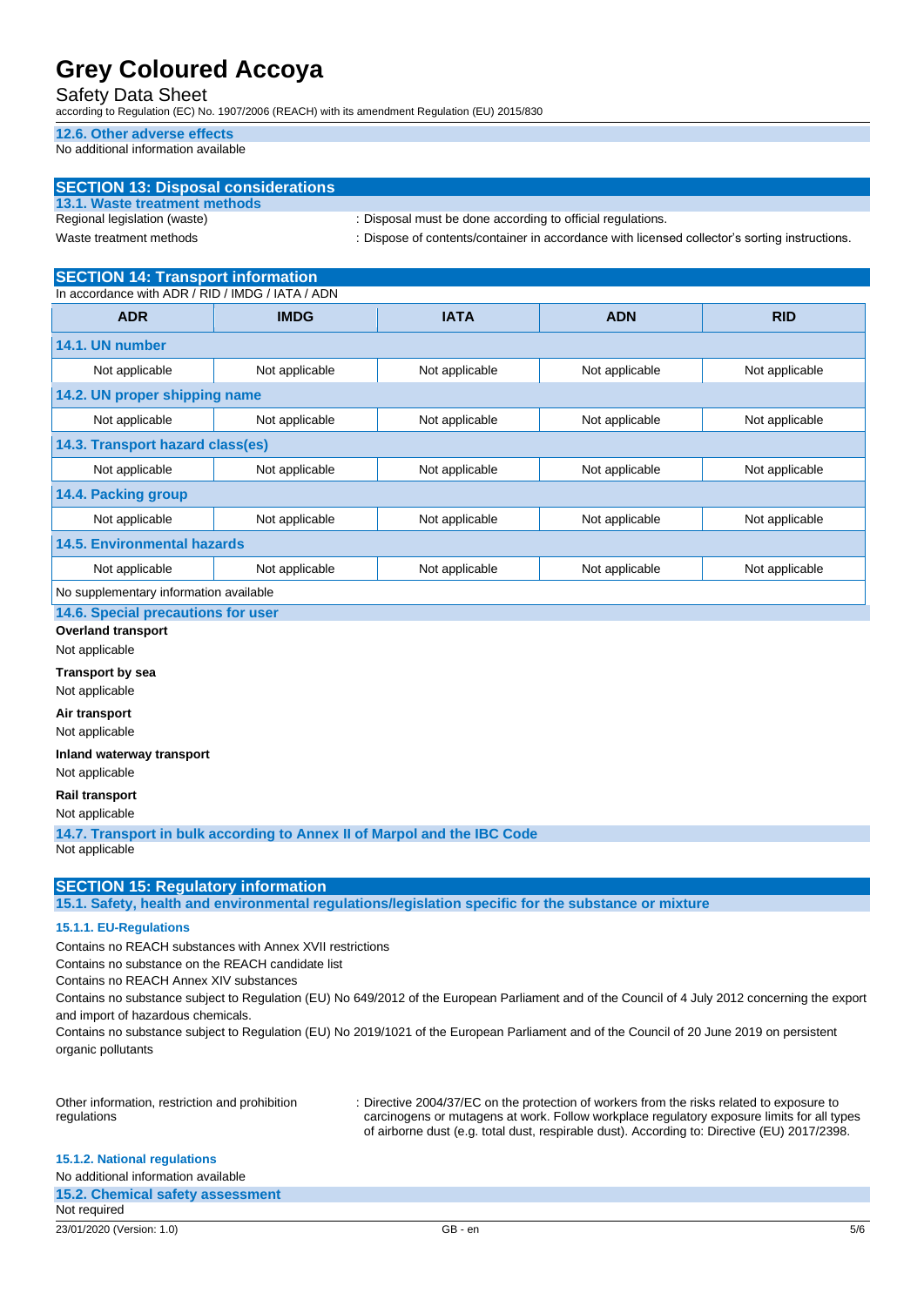#### 12.6. Other adverse effects

No additional information available

## SECTION 13: Disposal considerations

### 13.1. Waste treatment methods

Regional legislation (waste) : Disposal must be done according to official regulations.

Waste treatment methods : Dispose of contents/container in accordance with licensed collector's sorting instructions.

## SECTION 14: Transport information

In accordance with ADR / RID / IMDG / IATA / ADN

| ADR | IMDG | IATA | ADN | RID |
|---|---|---|---|---|
| **14.1. UN number** | | | | |
| Not applicable | Not applicable | Not applicable | Not applicable | Not applicable |
| **14.2. UN proper shipping name** | | | | |
| Not applicable | Not applicable | Not applicable | Not applicable | Not applicable |
| **14.3. Transport hazard class(es)** | | | | |
| Not applicable | Not applicable | Not applicable | Not applicable | Not applicable |
| **14.4. Packing group** | | | | |
| Not applicable | Not applicable | Not applicable | Not applicable | Not applicable |
| **14.5. Environmental hazards** | | | | |
| Not applicable | Not applicable | Not applicable | Not applicable | Not applicable |
| No supplementary information available | | | | |

### 14.6. Special precautions for user

**Overland transport**

Not applicable

**Transport by sea**

Not applicable

**Air transport**

Not applicable

**Inland waterway transport**

Not applicable

**Rail transport**

Not applicable

### 14.7. Transport in bulk according to Annex II of Marpol and the IBC Code

Not applicable

## SECTION 15: Regulatory information

### 15.1. Safety, health and environmental regulations/legislation specific for the substance or mixture

#### 15.1.1. EU-Regulations

Contains no REACH substances with Annex XVII restrictions

Contains no substance on the REACH candidate list

Contains no REACH Annex XIV substances

Contains no substance subject to Regulation (EU) No 649/2012 of the European Parliament and of the Council of 4 July 2012 concerning the export and import of hazardous chemicals.

Contains no substance subject to Regulation (EU) No 2019/1021 of the European Parliament and of the Council of 20 June 2019 on persistent organic pollutants

Other information, restriction and prohibition regulations : Directive 2004/37/EC on the protection of workers from the risks related to exposure to carcinogens or mutagens at work. Follow workplace regulatory exposure limits for all types of airborne dust (e.g. total dust, respirable dust). According to: Directive (EU) 2017/2398.

#### 15.1.2. National regulations

No additional information available

### 15.2. Chemical safety assessment

Not required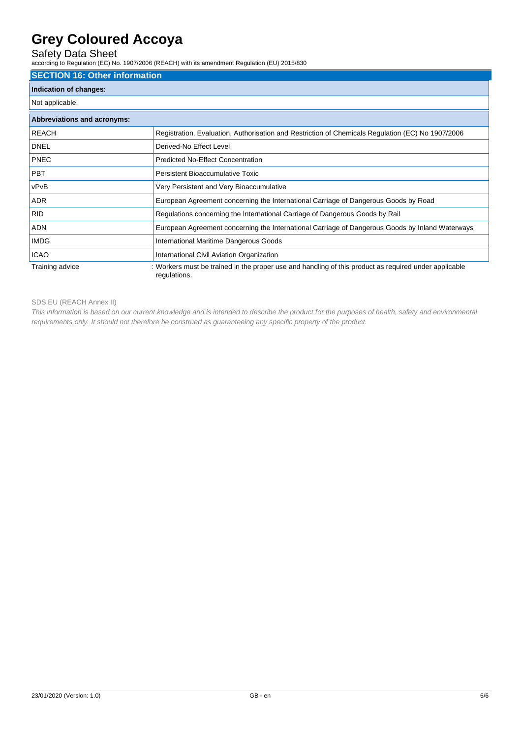## SECTION 16: Other information

**Indication of changes:**

Not applicable.

**Abbreviations and acronyms:**

| | |
|---|---|
| REACH | Registration, Evaluation, Authorisation and Restriction of Chemicals Regulation (EC) No 1907/2006 |
| DNEL | Derived-No Effect Level |
| PNEC | Predicted No-Effect Concentration |
| PBT | Persistent Bioaccumulative Toxic |
| vPvB | Very Persistent and Very Bioaccumulative |
| ADR | European Agreement concerning the International Carriage of Dangerous Goods by Road |
| RID | Regulations concerning the International Carriage of Dangerous Goods by Rail |
| ADN | European Agreement concerning the International Carriage of Dangerous Goods by Inland Waterways |
| IMDG | International Maritime Dangerous Goods |
| ICAO | International Civil Aviation Organization |

Training advice : Workers must be trained in the proper use and handling of this product as required under applicable regulations.

SDS EU (REACH Annex II)

*This information is based on our current knowledge and is intended to describe the product for the purposes of health, safety and environmental requirements only. It should not therefore be construed as guaranteeing any specific property of the product.*